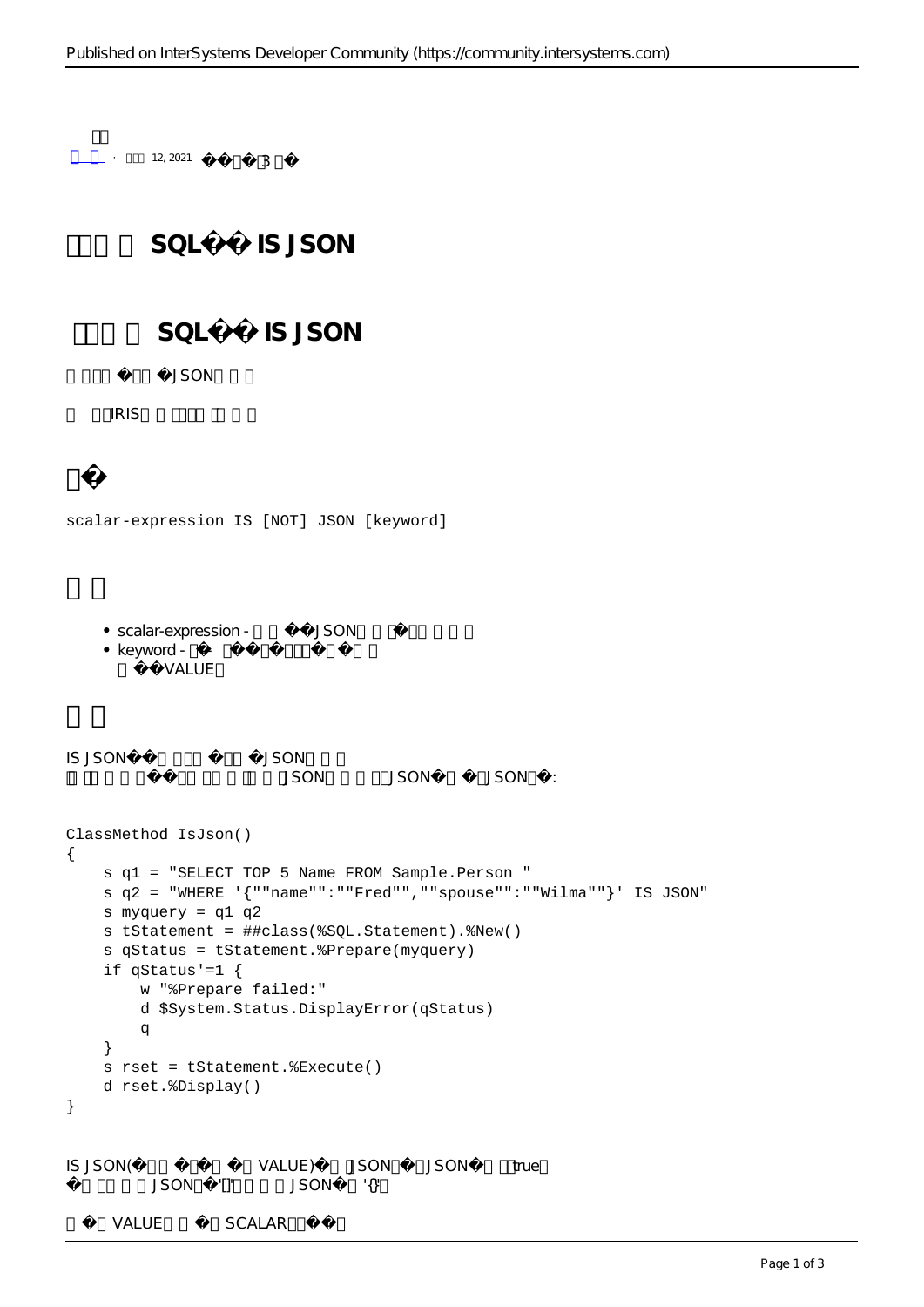# SQL IS JSON

## SQL IS JSON

JSON

IRIS

## 

```
scalar-expression IS [NOT] JSON [keyword]
```

## 

- scalar-expression - JSON
- keyword - VALUE

## 

IS JSON JSON
JSON JSON JSON:

```
ClassMethod IsJson()
{
    s q1 = "SELECT TOP 5 Name FROM Sample.Person "
    s q2 = "WHERE '{""name"":""Fred"",""spouse"":""Wilma""}' IS JSON"
    s myquery = q1_q2
    s tStatement = ##class(%SQL.Statement).%New()
    s qStatus = tStatement.%Prepare(myquery)
    if qStatus'=1 {
        w "%Prepare failed:"
        d $System.Status.DisplayError(qStatus)
        q
    }
    s rset = tStatement.%Execute()
    d rset.%Display()
}
```

IS JSON( VALUE) JSON JSON true
JSON '[]' JSON '{}'

VALUE SCALAR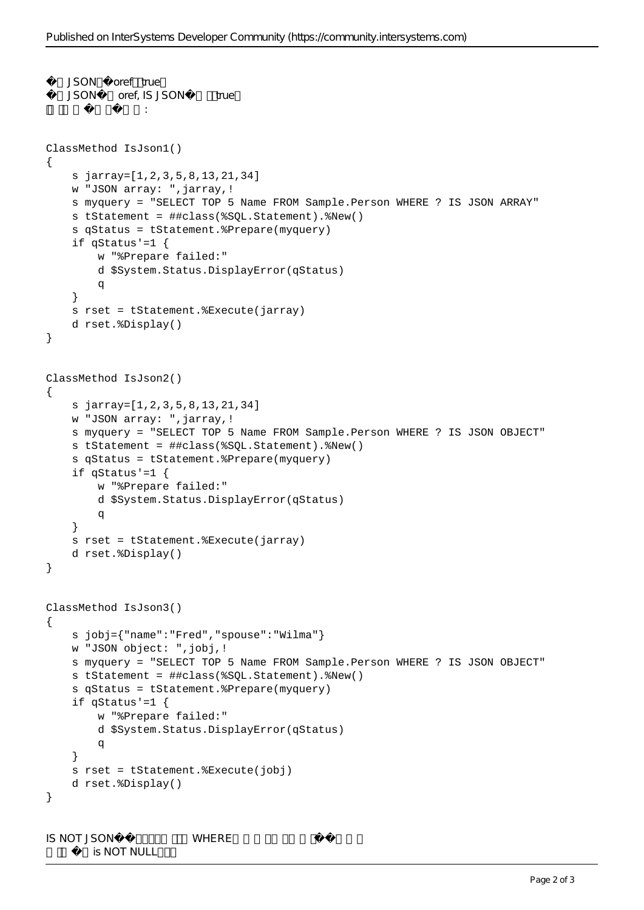� JSON�oref true
� JSON� oref, IS JSON� true
� � :

```
ClassMethod IsJson1()
{
    s jarray=[1,2,3,5,8,13,21,34]
    w "JSON array: ",jarray,!
    s myquery = "SELECT TOP 5 Name FROM Sample.Person WHERE ? IS JSON ARRAY"
    s tStatement = ##class(%SQL.Statement).%New()
    s qStatus = tStatement.%Prepare(myquery)
    if qStatus'=1 {
        w "%Prepare failed:"
        d $System.Status.DisplayError(qStatus)
        q
    }
    s rset = tStatement.%Execute(jarray)
    d rset.%Display()
}


ClassMethod IsJson2()
{
    s jarray=[1,2,3,5,8,13,21,34]
    w "JSON array: ",jarray,!
    s myquery = "SELECT TOP 5 Name FROM Sample.Person WHERE ? IS JSON OBJECT"
    s tStatement = ##class(%SQL.Statement).%New()
    s qStatus = tStatement.%Prepare(myquery)
    if qStatus'=1 {
        w "%Prepare failed:"
        d $System.Status.DisplayError(qStatus)
        q
    }
    s rset = tStatement.%Execute(jarray)
    d rset.%Display()
}


ClassMethod IsJson3()
{
    s jobj={"name":"Fred","spouse":"Wilma"}
    w "JSON object: ",jobj,!
    s myquery = "SELECT TOP 5 Name FROM Sample.Person WHERE ? IS JSON OBJECT"
    s tStatement = ##class(%SQL.Statement).%New()
    s qStatus = tStatement.%Prepare(myquery)
    if qStatus'=1 {
        w "%Prepare failed:"
        d $System.Status.DisplayError(qStatus)
        q
    }
    s rset = tStatement.%Execute(jobj)
    d rset.%Display()
}
```

IS NOT JSON� WHERE �
� is NOT NULL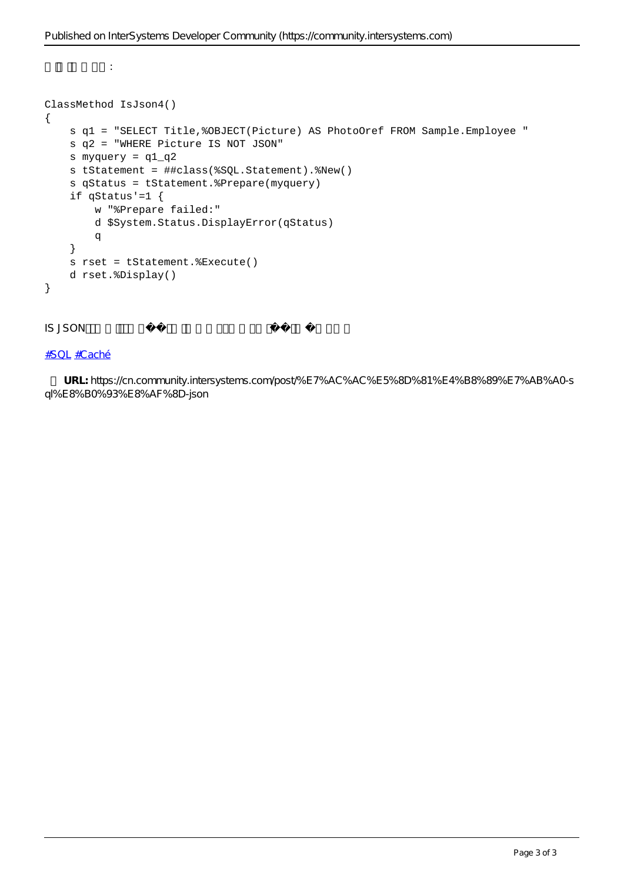:

```
ClassMethod IsJson4()
{
    s q1 = "SELECT Title,%OBJECT(Picture) AS PhotoOref FROM Sample.Employee "
    s q2 = "WHERE Picture IS NOT JSON"
    s myquery = q1_q2
    s tStatement = ##class(%SQL.Statement).%New()
    s qStatus = tStatement.%Prepare(myquery)
    if qStatus'=1 {
        w "%Prepare failed:"
        d $System.Status.DisplayError(qStatus)
        q
    }
    s rset = tStatement.%Execute()
    d rset.%Display()
}
```

IS JSON

[#SQL](#) [#Caché](#)

**URL:** https://cn.community.intersystems.com/post/%E7%AC%AC%E5%8D%81%E4%B8%89%E7%AB%A0-sql%E8%B0%93%E8%AF%8D-json